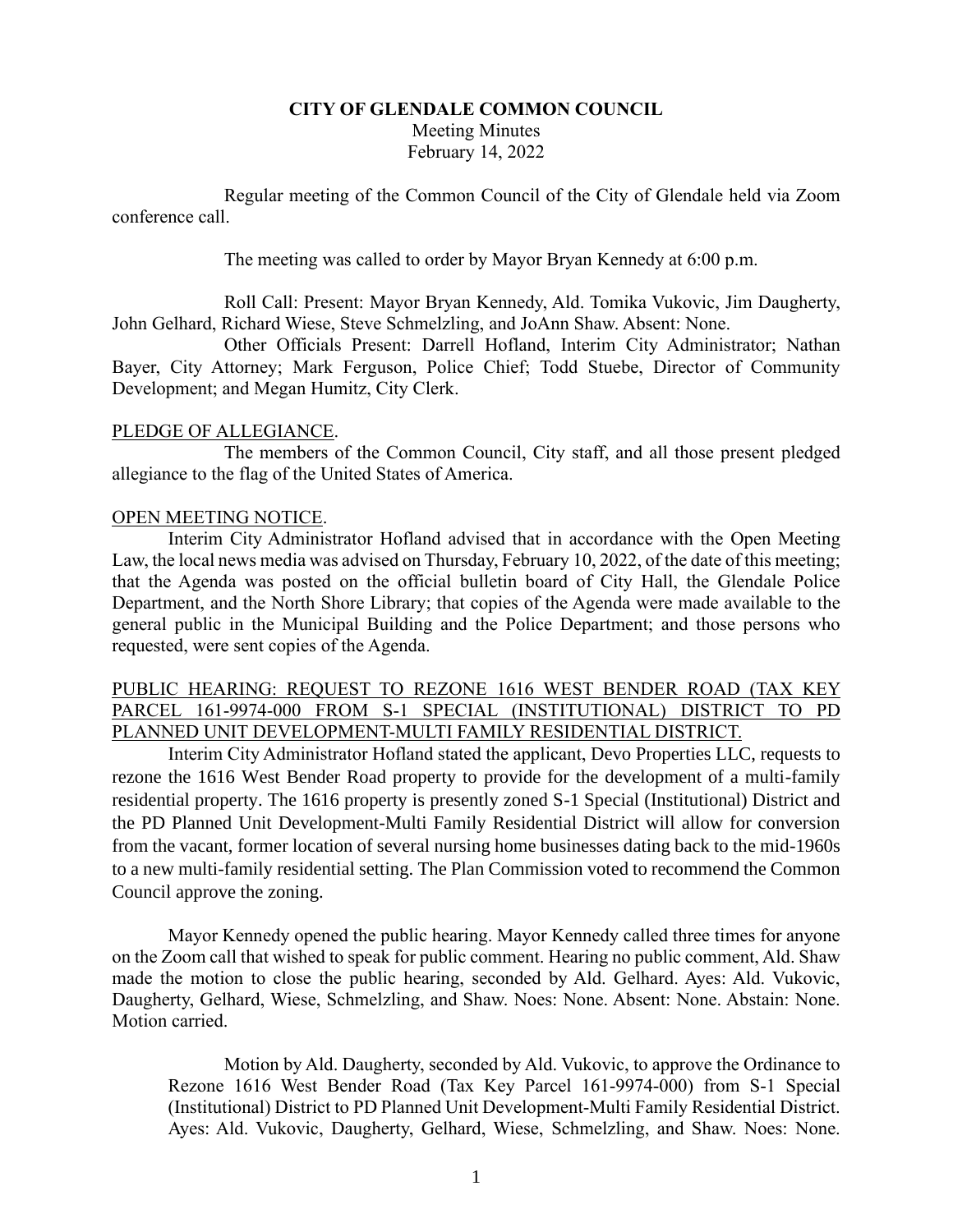**CITY OF GLENDALE COMMON COUNCIL**
Meeting Minutes
February 14, 2022

Regular meeting of the Common Council of the City of Glendale held via Zoom conference call.

The meeting was called to order by Mayor Bryan Kennedy at 6:00 p.m.

Roll Call: Present: Mayor Bryan Kennedy, Ald. Tomika Vukovic, Jim Daugherty, John Gelhard, Richard Wiese, Steve Schmelzling, and JoAnn Shaw. Absent: None.

Other Officials Present: Darrell Hofland, Interim City Administrator; Nathan Bayer, City Attorney; Mark Ferguson, Police Chief; Todd Stuebe, Director of Community Development; and Megan Humitz, City Clerk.

PLEDGE OF ALLEGIANCE.

The members of the Common Council, City staff, and all those present pledged allegiance to the flag of the United States of America.

OPEN MEETING NOTICE.

Interim City Administrator Hofland advised that in accordance with the Open Meeting Law, the local news media was advised on Thursday, February 10, 2022, of the date of this meeting; that the Agenda was posted on the official bulletin board of City Hall, the Glendale Police Department, and the North Shore Library; that copies of the Agenda were made available to the general public in the Municipal Building and the Police Department; and those persons who requested, were sent copies of the Agenda.

PUBLIC HEARING: REQUEST TO REZONE 1616 WEST BENDER ROAD (TAX KEY PARCEL 161-9974-000 FROM S-1 SPECIAL (INSTITUTIONAL) DISTRICT TO PD PLANNED UNIT DEVELOPMENT-MULTI FAMILY RESIDENTIAL DISTRICT.

Interim City Administrator Hofland stated the applicant, Devo Properties LLC, requests to rezone the 1616 West Bender Road property to provide for the development of a multi-family residential property. The 1616 property is presently zoned S-1 Special (Institutional) District and the PD Planned Unit Development-Multi Family Residential District will allow for conversion from the vacant, former location of several nursing home businesses dating back to the mid-1960s to a new multi-family residential setting. The Plan Commission voted to recommend the Common Council approve the zoning.

Mayor Kennedy opened the public hearing. Mayor Kennedy called three times for anyone on the Zoom call that wished to speak for public comment. Hearing no public comment, Ald. Shaw made the motion to close the public hearing, seconded by Ald. Gelhard. Ayes: Ald. Vukovic, Daugherty, Gelhard, Wiese, Schmelzling, and Shaw. Noes: None. Absent: None. Abstain: None. Motion carried.

> Motion by Ald. Daugherty, seconded by Ald. Vukovic, to approve the Ordinance to Rezone 1616 West Bender Road (Tax Key Parcel 161-9974-000) from S-1 Special (Institutional) District to PD Planned Unit Development-Multi Family Residential District. Ayes: Ald. Vukovic, Daugherty, Gelhard, Wiese, Schmelzling, and Shaw. Noes: None.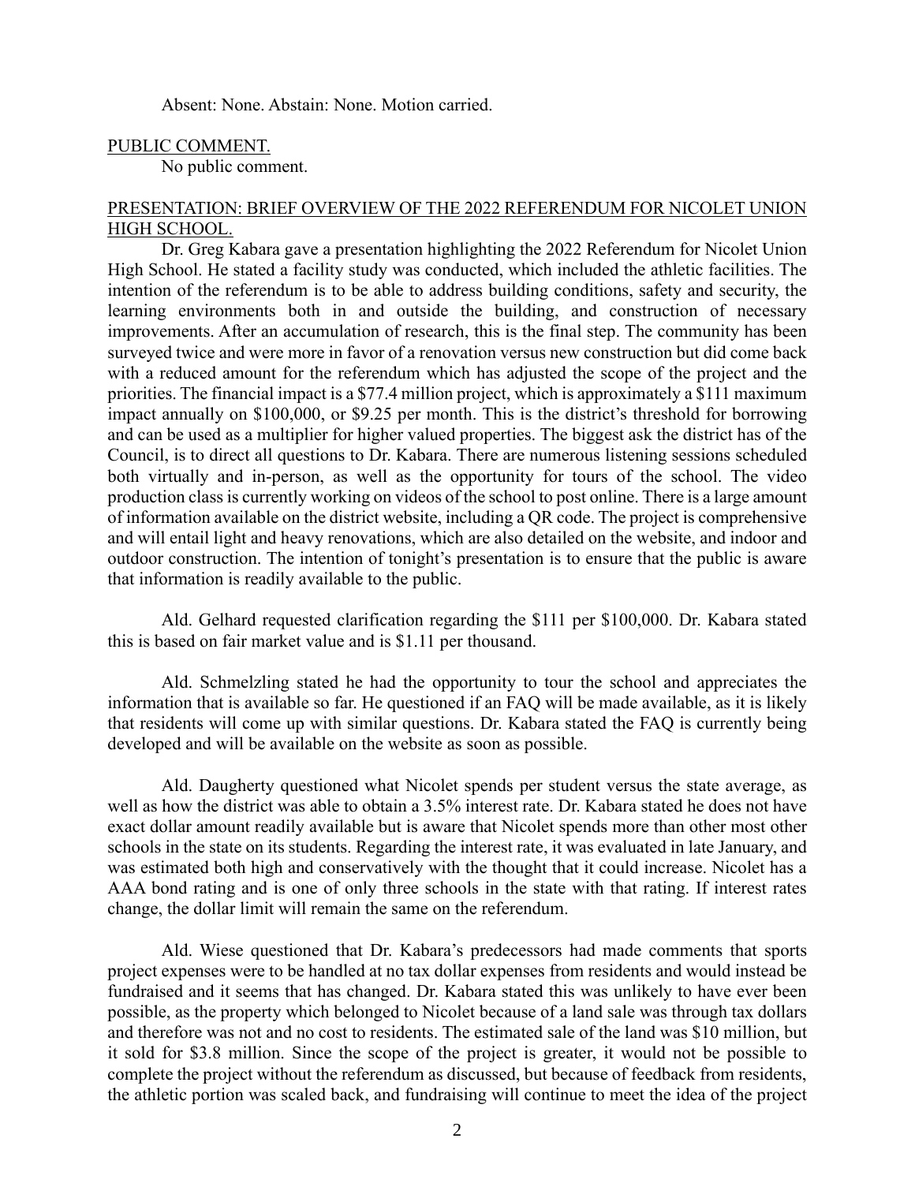Absent: None. Abstain: None. Motion carried.

PUBLIC COMMENT.

No public comment.

PRESENTATION: BRIEF OVERVIEW OF THE 2022 REFERENDUM FOR NICOLET UNION HIGH SCHOOL.

Dr. Greg Kabara gave a presentation highlighting the 2022 Referendum for Nicolet Union High School. He stated a facility study was conducted, which included the athletic facilities. The intention of the referendum is to be able to address building conditions, safety and security, the learning environments both in and outside the building, and construction of necessary improvements. After an accumulation of research, this is the final step. The community has been surveyed twice and were more in favor of a renovation versus new construction but did come back with a reduced amount for the referendum which has adjusted the scope of the project and the priorities. The financial impact is a $77.4 million project, which is approximately a $111 maximum impact annually on $100,000, or $9.25 per month. This is the district's threshold for borrowing and can be used as a multiplier for higher valued properties. The biggest ask the district has of the Council, is to direct all questions to Dr. Kabara. There are numerous listening sessions scheduled both virtually and in-person, as well as the opportunity for tours of the school. The video production class is currently working on videos of the school to post online. There is a large amount of information available on the district website, including a QR code. The project is comprehensive and will entail light and heavy renovations, which are also detailed on the website, and indoor and outdoor construction. The intention of tonight's presentation is to ensure that the public is aware that information is readily available to the public.

Ald. Gelhard requested clarification regarding the $111 per $100,000. Dr. Kabara stated this is based on fair market value and is $1.11 per thousand.

Ald. Schmelzling stated he had the opportunity to tour the school and appreciates the information that is available so far. He questioned if an FAQ will be made available, as it is likely that residents will come up with similar questions. Dr. Kabara stated the FAQ is currently being developed and will be available on the website as soon as possible.

Ald. Daugherty questioned what Nicolet spends per student versus the state average, as well as how the district was able to obtain a 3.5% interest rate. Dr. Kabara stated he does not have exact dollar amount readily available but is aware that Nicolet spends more than other most other schools in the state on its students. Regarding the interest rate, it was evaluated in late January, and was estimated both high and conservatively with the thought that it could increase. Nicolet has a AAA bond rating and is one of only three schools in the state with that rating. If interest rates change, the dollar limit will remain the same on the referendum.

Ald. Wiese questioned that Dr. Kabara's predecessors had made comments that sports project expenses were to be handled at no tax dollar expenses from residents and would instead be fundraised and it seems that has changed. Dr. Kabara stated this was unlikely to have ever been possible, as the property which belonged to Nicolet because of a land sale was through tax dollars and therefore was not and no cost to residents. The estimated sale of the land was $10 million, but it sold for $3.8 million. Since the scope of the project is greater, it would not be possible to complete the project without the referendum as discussed, but because of feedback from residents, the athletic portion was scaled back, and fundraising will continue to meet the idea of the project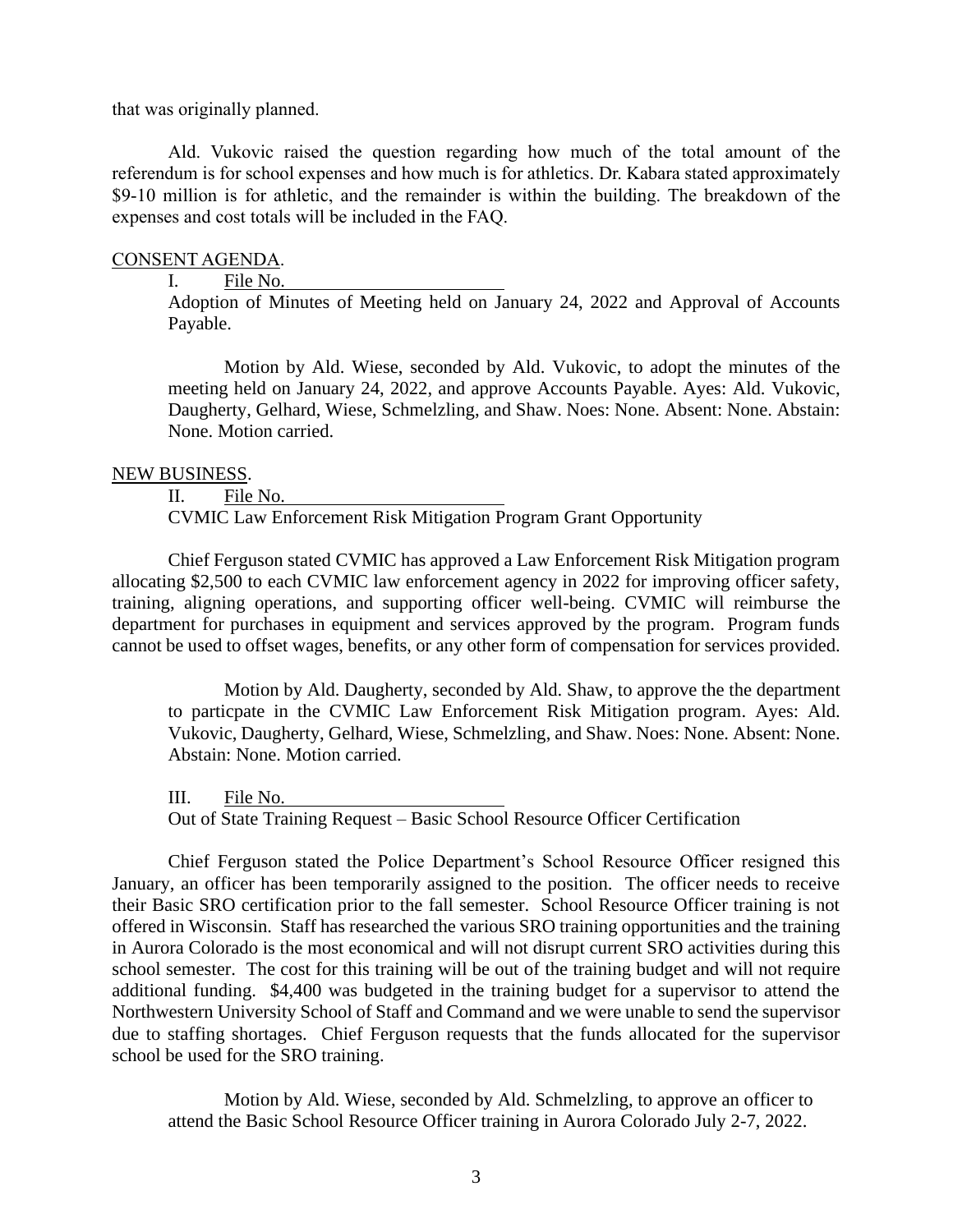that was originally planned.

Ald. Vukovic raised the question regarding how much of the total amount of the referendum is for school expenses and how much is for athletics. Dr. Kabara stated approximately $9-10 million is for athletic, and the remainder is within the building. The breakdown of the expenses and cost totals will be included in the FAQ.

CONSENT AGENDA.

I. File No. \_\_\_\_\_\_\_\_\_\_\_\_\_\_\_\_\_\_\_\_

Adoption of Minutes of Meeting held on January 24, 2022 and Approval of Accounts Payable.

Motion by Ald. Wiese, seconded by Ald. Vukovic, to adopt the minutes of the meeting held on January 24, 2022, and approve Accounts Payable. Ayes: Ald. Vukovic, Daugherty, Gelhard, Wiese, Schmelzling, and Shaw. Noes: None. Absent: None. Abstain: None. Motion carried.

NEW BUSINESS.

II. File No. \_\_\_\_\_\_\_\_\_\_\_\_\_\_\_\_\_\_\_\_

CVMIC Law Enforcement Risk Mitigation Program Grant Opportunity

Chief Ferguson stated CVMIC has approved a Law Enforcement Risk Mitigation program allocating $2,500 to each CVMIC law enforcement agency in 2022 for improving officer safety, training, aligning operations, and supporting officer well-being. CVMIC will reimburse the department for purchases in equipment and services approved by the program. Program funds cannot be used to offset wages, benefits, or any other form of compensation for services provided.

Motion by Ald. Daugherty, seconded by Ald. Shaw, to approve the the department to particpate in the CVMIC Law Enforcement Risk Mitigation program. Ayes: Ald. Vukovic, Daugherty, Gelhard, Wiese, Schmelzling, and Shaw. Noes: None. Absent: None. Abstain: None. Motion carried.

III. File No. \_\_\_\_\_\_\_\_\_\_\_\_\_\_\_\_\_\_\_\_

Out of State Training Request – Basic School Resource Officer Certification

Chief Ferguson stated the Police Department's School Resource Officer resigned this January, an officer has been temporarily assigned to the position. The officer needs to receive their Basic SRO certification prior to the fall semester. School Resource Officer training is not offered in Wisconsin. Staff has researched the various SRO training opportunities and the training in Aurora Colorado is the most economical and will not disrupt current SRO activities during this school semester. The cost for this training will be out of the training budget and will not require additional funding. $4,400 was budgeted in the training budget for a supervisor to attend the Northwestern University School of Staff and Command and we were unable to send the supervisor due to staffing shortages. Chief Ferguson requests that the funds allocated for the supervisor school be used for the SRO training.

Motion by Ald. Wiese, seconded by Ald. Schmelzling, to approve an officer to attend the Basic School Resource Officer training in Aurora Colorado July 2-7, 2022.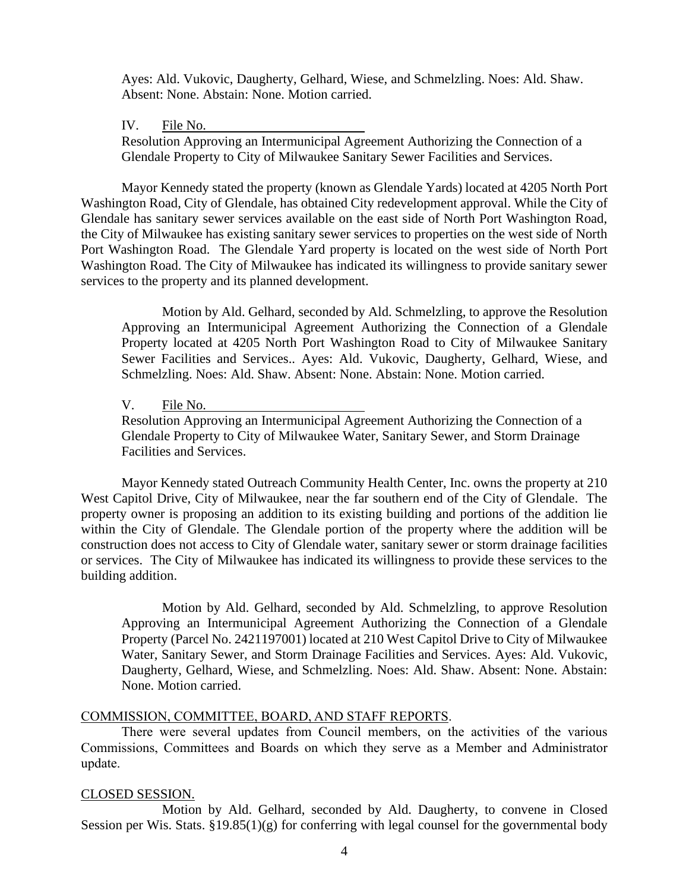Ayes: Ald. Vukovic, Daugherty, Gelhard, Wiese, and Schmelzling. Noes: Ald. Shaw. Absent: None. Abstain: None. Motion carried.

IV. File No. ________________________

Resolution Approving an Intermunicipal Agreement Authorizing the Connection of a Glendale Property to City of Milwaukee Sanitary Sewer Facilities and Services.

Mayor Kennedy stated the property (known as Glendale Yards) located at 4205 North Port Washington Road, City of Glendale, has obtained City redevelopment approval. While the City of Glendale has sanitary sewer services available on the east side of North Port Washington Road, the City of Milwaukee has existing sanitary sewer services to properties on the west side of North Port Washington Road. The Glendale Yard property is located on the west side of North Port Washington Road. The City of Milwaukee has indicated its willingness to provide sanitary sewer services to the property and its planned development.

Motion by Ald. Gelhard, seconded by Ald. Schmelzling, to approve the Resolution Approving an Intermunicipal Agreement Authorizing the Connection of a Glendale Property located at 4205 North Port Washington Road to City of Milwaukee Sanitary Sewer Facilities and Services.. Ayes: Ald. Vukovic, Daugherty, Gelhard, Wiese, and Schmelzling. Noes: Ald. Shaw. Absent: None. Abstain: None. Motion carried.

V. File No. ________________________

Resolution Approving an Intermunicipal Agreement Authorizing the Connection of a Glendale Property to City of Milwaukee Water, Sanitary Sewer, and Storm Drainage Facilities and Services.

Mayor Kennedy stated Outreach Community Health Center, Inc. owns the property at 210 West Capitol Drive, City of Milwaukee, near the far southern end of the City of Glendale. The property owner is proposing an addition to its existing building and portions of the addition lie within the City of Glendale. The Glendale portion of the property where the addition will be construction does not access to City of Glendale water, sanitary sewer or storm drainage facilities or services. The City of Milwaukee has indicated its willingness to provide these services to the building addition.

Motion by Ald. Gelhard, seconded by Ald. Schmelzling, to approve Resolution Approving an Intermunicipal Agreement Authorizing the Connection of a Glendale Property (Parcel No. 2421197001) located at 210 West Capitol Drive to City of Milwaukee Water, Sanitary Sewer, and Storm Drainage Facilities and Services. Ayes: Ald. Vukovic, Daugherty, Gelhard, Wiese, and Schmelzling. Noes: Ald. Shaw. Absent: None. Abstain: None. Motion carried.

COMMISSION, COMMITTEE, BOARD, AND STAFF REPORTS.

There were several updates from Council members, on the activities of the various Commissions, Committees and Boards on which they serve as a Member and Administrator update.

CLOSED SESSION.

Motion by Ald. Gelhard, seconded by Ald. Daugherty, to convene in Closed Session per Wis. Stats. §19.85(1)(g) for conferring with legal counsel for the governmental body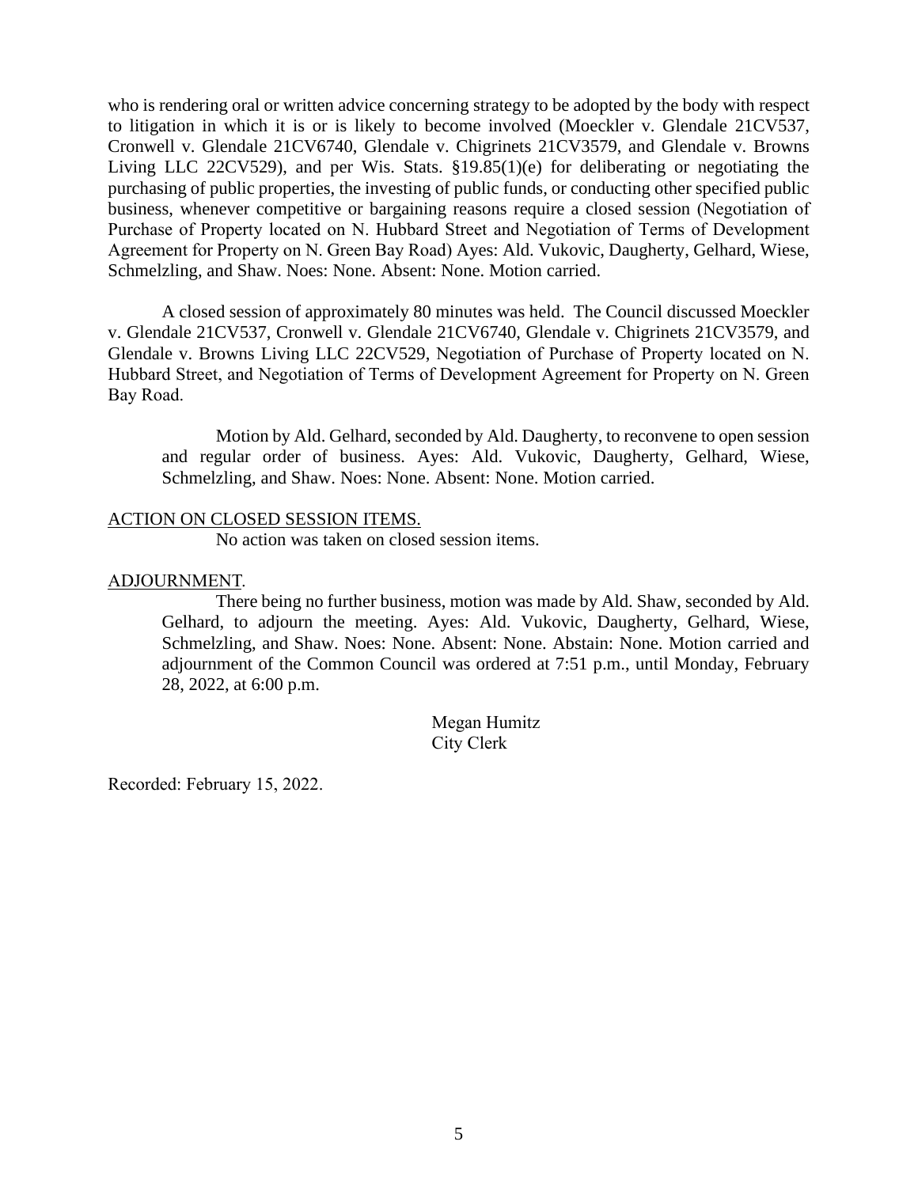who is rendering oral or written advice concerning strategy to be adopted by the body with respect to litigation in which it is or is likely to become involved (Moeckler v. Glendale 21CV537, Cronwell v. Glendale 21CV6740, Glendale v. Chigrinets 21CV3579, and Glendale v. Browns Living LLC 22CV529), and per Wis. Stats. §19.85(1)(e) for deliberating or negotiating the purchasing of public properties, the investing of public funds, or conducting other specified public business, whenever competitive or bargaining reasons require a closed session (Negotiation of Purchase of Property located on N. Hubbard Street and Negotiation of Terms of Development Agreement for Property on N. Green Bay Road) Ayes: Ald. Vukovic, Daugherty, Gelhard, Wiese, Schmelzling, and Shaw. Noes: None. Absent: None. Motion carried.

A closed session of approximately 80 minutes was held. The Council discussed Moeckler v. Glendale 21CV537, Cronwell v. Glendale 21CV6740, Glendale v. Chigrinets 21CV3579, and Glendale v. Browns Living LLC 22CV529, Negotiation of Purchase of Property located on N. Hubbard Street, and Negotiation of Terms of Development Agreement for Property on N. Green Bay Road.

Motion by Ald. Gelhard, seconded by Ald. Daugherty, to reconvene to open session and regular order of business. Ayes: Ald. Vukovic, Daugherty, Gelhard, Wiese, Schmelzling, and Shaw. Noes: None. Absent: None. Motion carried.

ACTION ON CLOSED SESSION ITEMS.

No action was taken on closed session items.

ADJOURNMENT.

There being no further business, motion was made by Ald. Shaw, seconded by Ald. Gelhard, to adjourn the meeting. Ayes: Ald. Vukovic, Daugherty, Gelhard, Wiese, Schmelzling, and Shaw. Noes: None. Absent: None. Abstain: None. Motion carried and adjournment of the Common Council was ordered at 7:51 p.m., until Monday, February 28, 2022, at 6:00 p.m.

Megan Humitz
City Clerk

Recorded: February 15, 2022.